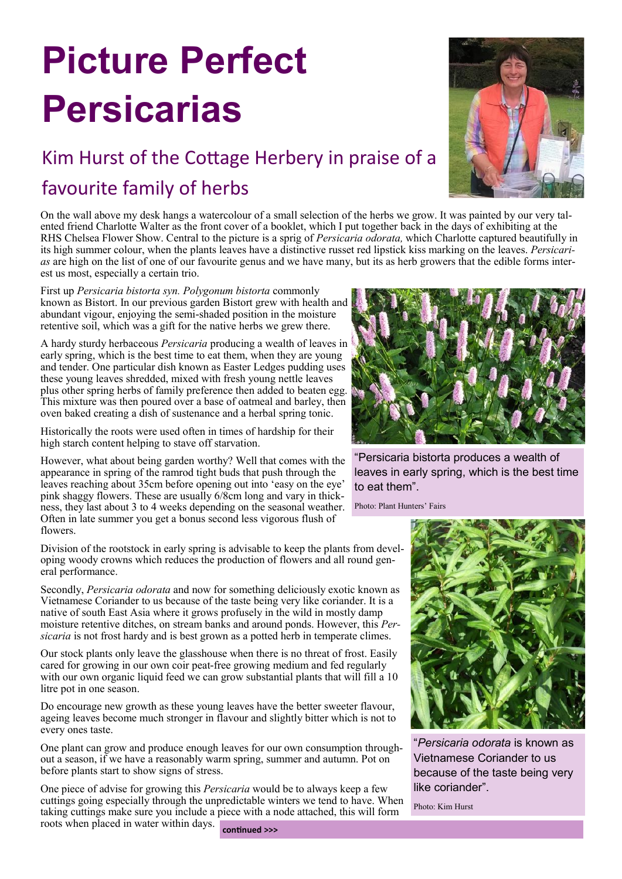# Picture Perfect Persicarias

## Kim Hurst of the Cottage Herbery in praise of a favourite family of herbs

On the wall above my desk hangs a watercolour of a small selection of the herbs we grow. It was painted by our very talented friend Charlotte Walter as the front cover of a booklet, which I put together back in the days of exhibiting at the RHS Chelsea Flower Show. Central to the picture is a sprig of *Persicaria odorata,* which Charlotte captured beautifully in its high summer colour, when the plants leaves have a distinctive russet red lipstick kiss marking on the leaves. *Persicarias* are high on the list of one of our favourite genus and we have many, but its as herb growers that the edible forms interest us most, especially a certain trio.

First up *Persicaria bistorta syn. Polygonum bistorta* commonly known as Bistort. In our previous garden Bistort grew with health and abundant vigour, enjoying the semi-shaded position in the moisture retentive soil, which was a gift for the native herbs we grew there.

A hardy sturdy herbaceous *Persicaria* producing a wealth of leaves in early spring, which is the best time to eat them, when they are young and tender. One particular dish known as Easter Ledges pudding uses these young leaves shredded, mixed with fresh young nettle leaves plus other spring herbs of family preference then added to beaten egg. This mixture was then poured over a base of oatmeal and barley, then oven baked creating a dish of sustenance and a herbal spring tonic.

Historically the roots were used often in times of hardship for their high starch content helping to stave off starvation.

However, what about being garden worthy? Well that comes with the appearance in spring of the ramrod tight buds that push through the leaves reaching about 35cm before opening out into 'easy on the eye' pink shaggy flowers. These are usually 6/8cm long and vary in thickness, they last about 3 to 4 weeks depending on the seasonal weather. Often in late summer you get a bonus second less vigorous flush of flowers.

"Persicaria bistorta produces a wealth of leaves in early spring, which is the best time to eat them".

Photo: Plant Hunters' Fairs

Division of the rootstock in early spring is advisable to keep the plants from developing woody crowns which reduces the production of flowers and all round general performance.

Secondly, *Persicaria odorata* and now for something deliciously exotic known as Vietnamese Coriander to us because of the taste being very like coriander. It is a native of south East Asia where it grows profusely in the wild in mostly damp moisture retentive ditches, on stream banks and around ponds. However, this *Persicaria* is not frost hardy and is best grown as a potted herb in temperate climes.

Our stock plants only leave the glasshouse when there is no threat of frost. Easily cared for growing in our own coir peat-free growing medium and fed regularly with our own organic liquid feed we can grow substantial plants that will fill a 10 litre pot in one season.

Do encourage new growth as these young leaves have the better sweeter flavour, ageing leaves become much stronger in flavour and slightly bitter which is not to every ones taste.

One plant can grow and produce enough leaves for our own consumption throughout a season, if we have a reasonably warm spring, summer and autumn. Pot on before plants start to show signs of stress.

One piece of advise for growing this *Persicaria* would be to always keep a few cuttings going especially through the unpredictable winters we tend to have. When taking cuttings make sure you include a piece with a node attached, this will form roots when placed in water within days.

"*Persicaria odorata* is known as Vietnamese Coriander to us because of the taste being very like coriander".

Photo: Kim Hurst

**continued >>>**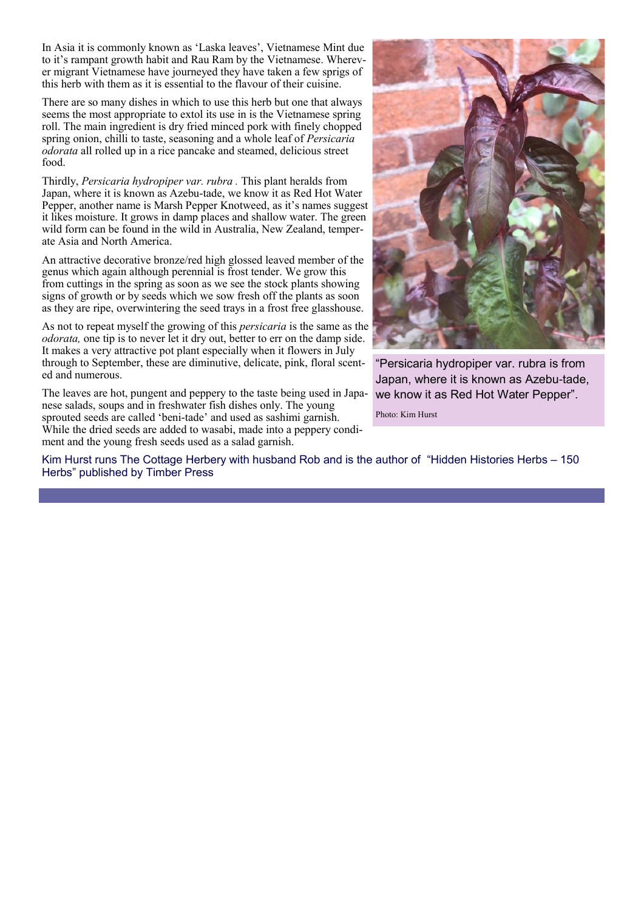In Asia it is commonly known as 'Laska leaves', Vietnamese Mint due to it's rampant growth habit and Rau Ram by the Vietnamese. Wherever migrant Vietnamese have journeyed they have taken a few sprigs of this herb with them as it is essential to the flavour of their cuisine.

There are so many dishes in which to use this herb but one that always seems the most appropriate to extol its use in is the Vietnamese spring roll. The main ingredient is dry fried minced pork with finely chopped spring onion, chilli to taste, seasoning and a whole leaf of *Persicaria odorata* all rolled up in a rice pancake and steamed, delicious street food.

Thirdly, *Persicaria hydropiper var. rubra .* This plant heralds from Japan, where it is known as Azebu-tade, we know it as Red Hot Water Pepper, another name is Marsh Pepper Knotweed, as it's names suggest it likes moisture. It grows in damp places and shallow water. The green wild form can be found in the wild in Australia, New Zealand, temperate Asia and North America.

An attractive decorative bronze/red high glossed leaved member of the genus which again although perennial is frost tender. We grow this from cuttings in the spring as soon as we see the stock plants showing signs of growth or by seeds which we sow fresh off the plants as soon as they are ripe, overwintering the seed trays in a frost free glasshouse.

As not to repeat myself the growing of this *persicaria* is the same as the *odorata,* one tip is to never let it dry out, better to err on the damp side. It makes a very attractive pot plant especially when it flowers in July through to September, these are diminutive, delicate, pink, floral scented and numerous.

The leaves are hot, pungent and peppery to the taste being used in Japanese salads, soups and in freshwater fish dishes only. The young sprouted seeds are called 'beni-tade' and used as sashimi garnish. While the dried seeds are added to wasabi, made into a peppery condiment and the young fresh seeds used as a salad garnish.

"Persicaria hydropiper var. rubra is from Japan, where it is known as Azebu-tade, we know it as Red Hot Water Pepper".

Photo: Kim Hurst

Kim Hurst runs The Cottage Herbery with husband Rob and is the author of "Hidden Histories Herbs – 150 Herbs" published by Timber Press